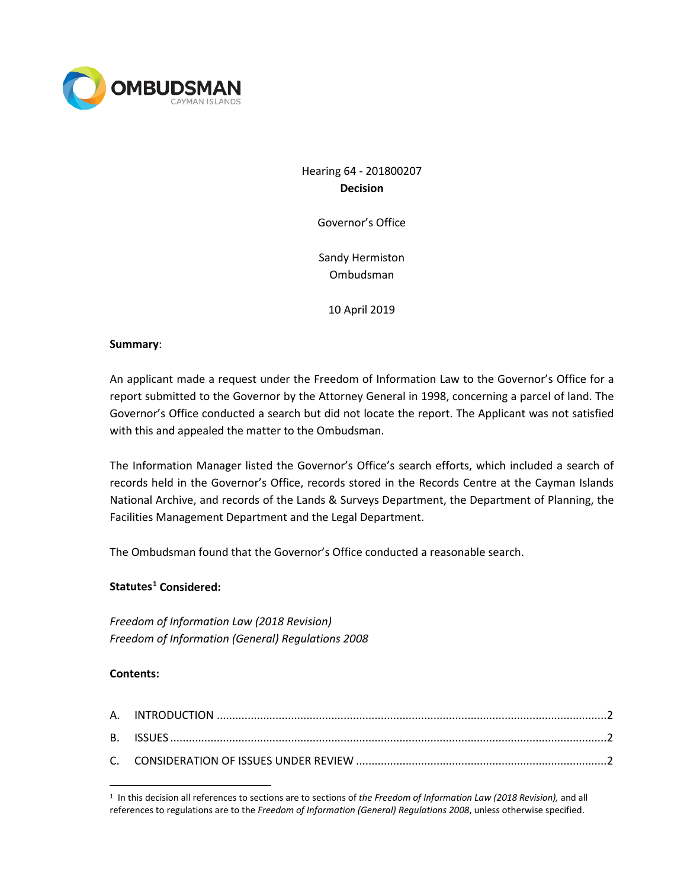OMBUDSMAN
CAYMAN ISLANDS

Hearing 64 - 201800207
**Decision**

Governor's Office

Sandy Hermiston
Ombudsman

10 April 2019

**Summary**:

An applicant made a request under the Freedom of Information Law to the Governor's Office for a report submitted to the Governor by the Attorney General in 1998, concerning a parcel of land. The Governor's Office conducted a search but did not locate the report. The Applicant was not satisfied with this and appealed the matter to the Ombudsman.

The Information Manager listed the Governor's Office's search efforts, which included a search of records held in the Governor's Office, records stored in the Records Centre at the Cayman Islands National Archive, and records of the Lands & Surveys Department, the Department of Planning, the Facilities Management Department and the Legal Department.

The Ombudsman found that the Governor's Office conducted a reasonable search.

**Statutes[1] Considered:**

*Freedom of Information Law (2018 Revision)*
*Freedom of Information (General) Regulations 2008*

**Contents:**

A. INTRODUCTION ....................................................................................................................... 2
B. ISSUES ........................................................................................................................................ 2
C. CONSIDERATION OF ISSUES UNDER REVIEW ................................................................ 2

[1] In this decision all references to sections are to sections of *the Freedom of Information Law (2018 Revision),* and all references to regulations are to the *Freedom of Information (General) Regulations 2008*, unless otherwise specified.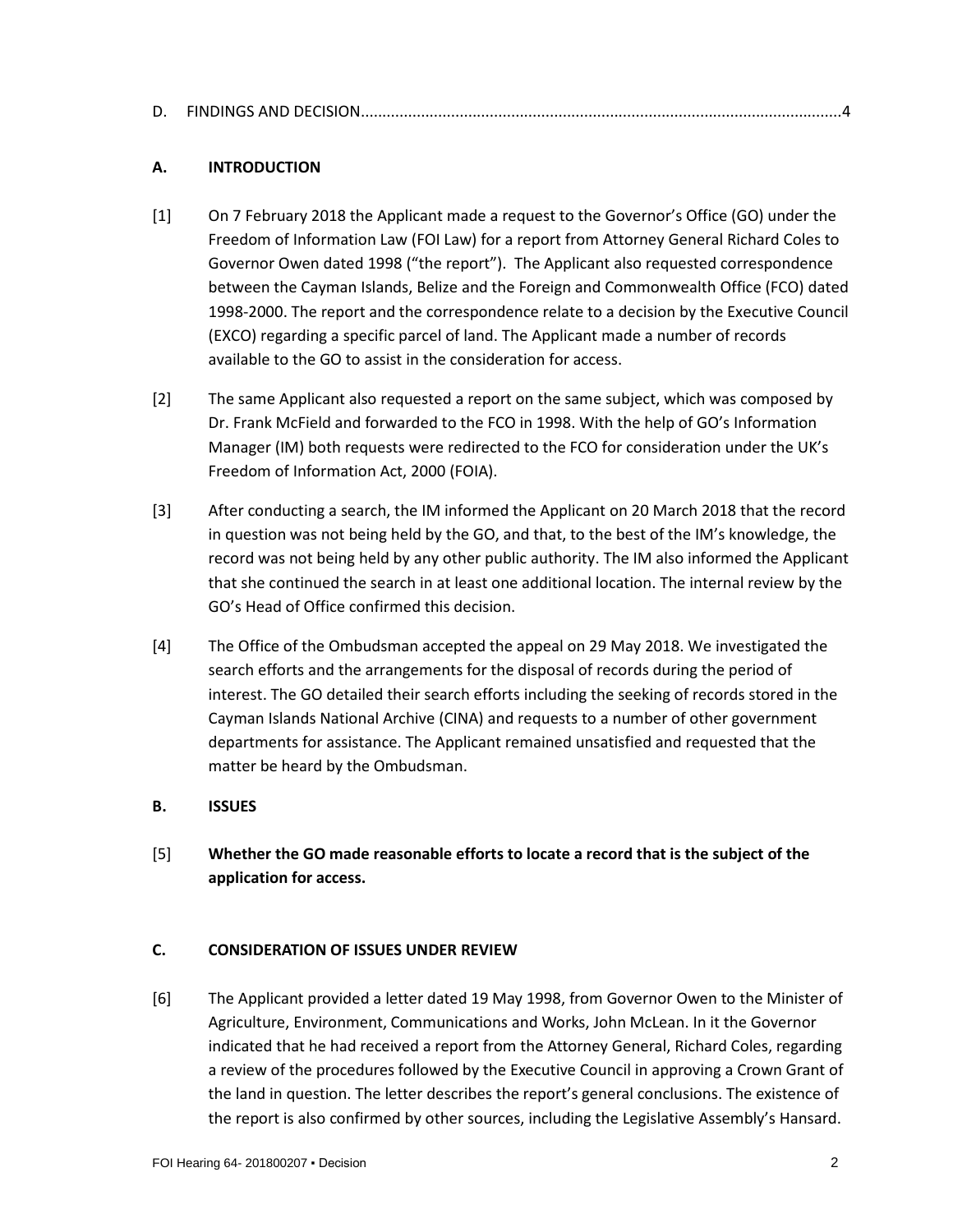D. FINDINGS AND DECISION..............................................................................................................4

## A. INTRODUCTION

[1] On 7 February 2018 the Applicant made a request to the Governor's Office (GO) under the Freedom of Information Law (FOI Law) for a report from Attorney General Richard Coles to Governor Owen dated 1998 ("the report"). The Applicant also requested correspondence between the Cayman Islands, Belize and the Foreign and Commonwealth Office (FCO) dated 1998-2000. The report and the correspondence relate to a decision by the Executive Council (EXCO) regarding a specific parcel of land. The Applicant made a number of records available to the GO to assist in the consideration for access.

[2] The same Applicant also requested a report on the same subject, which was composed by Dr. Frank McField and forwarded to the FCO in 1998. With the help of GO's Information Manager (IM) both requests were redirected to the FCO for consideration under the UK's Freedom of Information Act, 2000 (FOIA).

[3] After conducting a search, the IM informed the Applicant on 20 March 2018 that the record in question was not being held by the GO, and that, to the best of the IM's knowledge, the record was not being held by any other public authority. The IM also informed the Applicant that she continued the search in at least one additional location. The internal review by the GO's Head of Office confirmed this decision.

[4] The Office of the Ombudsman accepted the appeal on 29 May 2018. We investigated the search efforts and the arrangements for the disposal of records during the period of interest. The GO detailed their search efforts including the seeking of records stored in the Cayman Islands National Archive (CINA) and requests to a number of other government departments for assistance. The Applicant remained unsatisfied and requested that the matter be heard by the Ombudsman.

## B. ISSUES

[5] **Whether the GO made reasonable efforts to locate a record that is the subject of the application for access.**

## C. CONSIDERATION OF ISSUES UNDER REVIEW

[6] The Applicant provided a letter dated 19 May 1998, from Governor Owen to the Minister of Agriculture, Environment, Communications and Works, John McLean. In it the Governor indicated that he had received a report from the Attorney General, Richard Coles, regarding a review of the procedures followed by the Executive Council in approving a Crown Grant of the land in question. The letter describes the report's general conclusions. The existence of the report is also confirmed by other sources, including the Legislative Assembly's Hansard.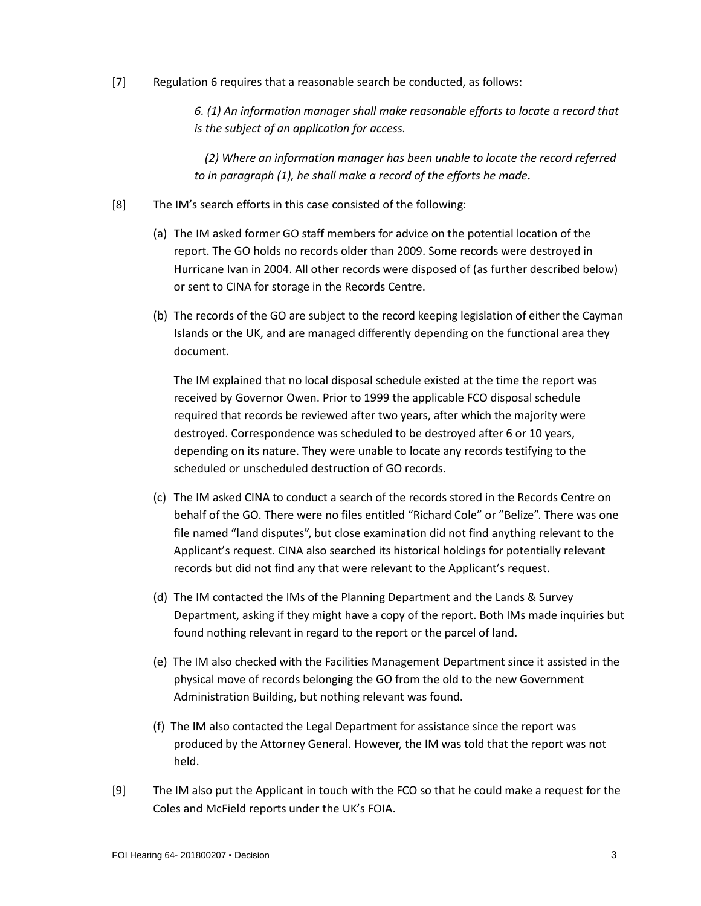[7] Regulation 6 requires that a reasonable search be conducted, as follows:

> *6. (1) An information manager shall make reasonable efforts to locate a record that is the subject of an application for access.*
>
> *(2) Where an information manager has been unable to locate the record referred to in paragraph (1), he shall make a record of the efforts he made.*

[8] The IM's search efforts in this case consisted of the following:

(a) The IM asked former GO staff members for advice on the potential location of the report. The GO holds no records older than 2009. Some records were destroyed in Hurricane Ivan in 2004. All other records were disposed of (as further described below) or sent to CINA for storage in the Records Centre.

(b) The records of the GO are subject to the record keeping legislation of either the Cayman Islands or the UK, and are managed differently depending on the functional area they document.

The IM explained that no local disposal schedule existed at the time the report was received by Governor Owen. Prior to 1999 the applicable FCO disposal schedule required that records be reviewed after two years, after which the majority were destroyed. Correspondence was scheduled to be destroyed after 6 or 10 years, depending on its nature. They were unable to locate any records testifying to the scheduled or unscheduled destruction of GO records.

(c) The IM asked CINA to conduct a search of the records stored in the Records Centre on behalf of the GO. There were no files entitled "Richard Cole" or "Belize". There was one file named "land disputes", but close examination did not find anything relevant to the Applicant's request. CINA also searched its historical holdings for potentially relevant records but did not find any that were relevant to the Applicant's request.

(d) The IM contacted the IMs of the Planning Department and the Lands & Survey Department, asking if they might have a copy of the report. Both IMs made inquiries but found nothing relevant in regard to the report or the parcel of land.

(e) The IM also checked with the Facilities Management Department since it assisted in the physical move of records belonging the GO from the old to the new Government Administration Building, but nothing relevant was found.

(f) The IM also contacted the Legal Department for assistance since the report was produced by the Attorney General. However, the IM was told that the report was not held.

[9] The IM also put the Applicant in touch with the FCO so that he could make a request for the Coles and McField reports under the UK's FOIA.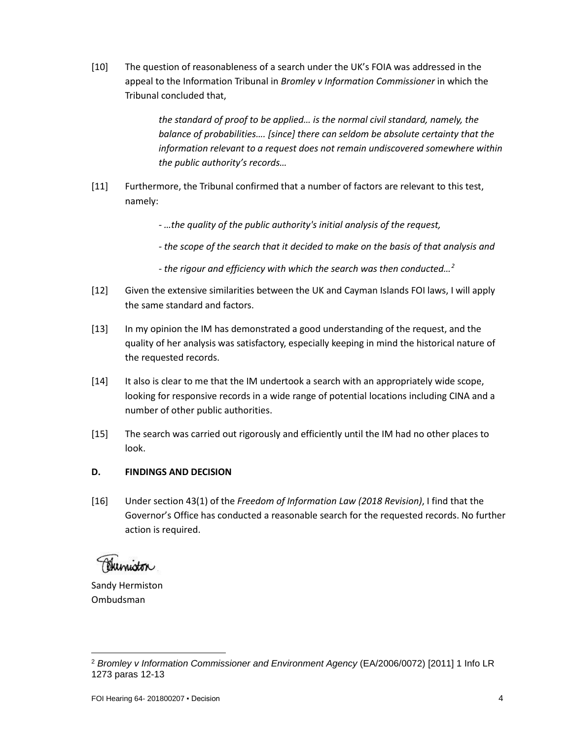[10] The question of reasonableness of a search under the UK's FOIA was addressed in the appeal to the Information Tribunal in *Bromley v Information Commissioner* in which the Tribunal concluded that,

> *the standard of proof to be applied… is the normal civil standard, namely, the balance of probabilities…. [since] there can seldom be absolute certainty that the information relevant to a request does not remain undiscovered somewhere within the public authority's records…*

[11] Furthermore, the Tribunal confirmed that a number of factors are relevant to this test, namely:

> - *…the quality of the public authority's initial analysis of the request,*
>
> - *the scope of the search that it decided to make on the basis of that analysis and*
>
> - *the rigour and efficiency with which the search was then conducted…*[2]

[12] Given the extensive similarities between the UK and Cayman Islands FOI laws, I will apply the same standard and factors.

[13] In my opinion the IM has demonstrated a good understanding of the request, and the quality of her analysis was satisfactory, especially keeping in mind the historical nature of the requested records.

[14] It also is clear to me that the IM undertook a search with an appropriately wide scope, looking for responsive records in a wide range of potential locations including CINA and a number of other public authorities.

[15] The search was carried out rigorously and efficiently until the IM had no other places to look.

## D. FINDINGS AND DECISION

[16] Under section 43(1) of the *Freedom of Information Law (2018 Revision)*, I find that the Governor's Office has conducted a reasonable search for the requested records. No further action is required.

Sandy Hermiston
Ombudsman

---

[2] *Bromley v Information Commissioner and Environment Agency* (EA/2006/0072) [2011] 1 Info LR 1273 paras 12-13